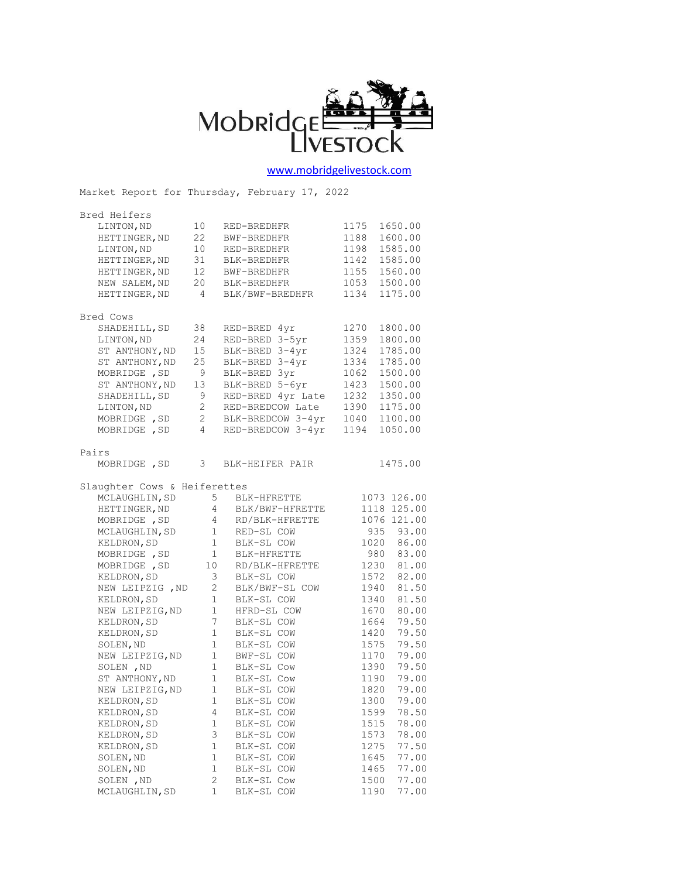# Mobridge Livestock

www.mobridgelivestock.com

Market Report for Thursday, February 17, 2022

## Bred Heifers

| Location | Head | Description | Weight | Price |
|---|---|---|---|---|
| LINTON,ND | 10 | RED-BREDHFR | 1175 | 1650.00 |
| HETTINGER,ND | 22 | BWF-BREDHFR | 1188 | 1600.00 |
| LINTON,ND | 10 | RED-BREDHFR | 1198 | 1585.00 |
| HETTINGER,ND | 31 | BLK-BREDHFR | 1142 | 1585.00 |
| HETTINGER,ND | 12 | BWF-BREDHFR | 1155 | 1560.00 |
| NEW SALEM,ND | 20 | BLK-BREDHFR | 1053 | 1500.00 |
| HETTINGER,ND | 4 | BLK/BWF-BREDHFR | 1134 | 1175.00 |

## Bred Cows

| Location | Head | Description | Weight | Price |
|---|---|---|---|---|
| SHADEHILL,SD | 38 | RED-BRED 4yr | 1270 | 1800.00 |
| LINTON,ND | 24 | RED-BRED 3-5yr | 1359 | 1800.00 |
| ST ANTHONY,ND | 15 | BLK-BRED 3-4yr | 1324 | 1785.00 |
| ST ANTHONY,ND | 25 | BLK-BRED 3-4yr | 1334 | 1785.00 |
| MOBRIDGE ,SD | 9 | BLK-BRED 3yr | 1062 | 1500.00 |
| ST ANTHONY,ND | 13 | BLK-BRED 5-6yr | 1423 | 1500.00 |
| SHADEHILL,SD | 9 | RED-BRED 4yr Late | 1232 | 1350.00 |
| LINTON,ND | 2 | RED-BREDCOW Late | 1390 | 1175.00 |
| MOBRIDGE ,SD | 2 | BLK-BREDCOW 3-4yr | 1040 | 1100.00 |
| MOBRIDGE ,SD | 4 | RED-BREDCOW 3-4yr | 1194 | 1050.00 |

## Pairs

| Location | Head | Description | Weight | Price |
|---|---|---|---|---|
| MOBRIDGE ,SD | 3 | BLK-HEIFER PAIR | | 1475.00 |

## Slaughter Cows & Heiferettes

| Location | Head | Description | Weight | Price |
|---|---|---|---|---|
| MCLAUGHLIN,SD | 5 | BLK-HFRETTE | 1073 | 126.00 |
| HETTINGER,ND | 4 | BLK/BWF-HFRETTE | 1118 | 125.00 |
| MOBRIDGE ,SD | 4 | RD/BLK-HFRETTE | 1076 | 121.00 |
| MCLAUGHLIN,SD | 1 | RED-SL COW | 935 | 93.00 |
| KELDRON,SD | 1 | BLK-SL COW | 1020 | 86.00 |
| MOBRIDGE ,SD | 1 | BLK-HFRETTE | 980 | 83.00 |
| MOBRIDGE ,SD | 10 | RD/BLK-HFRETTE | 1230 | 81.00 |
| KELDRON,SD | 3 | BLK-SL COW | 1572 | 82.00 |
| NEW LEIPZIG ,ND | 2 | BLK/BWF-SL COW | 1940 | 81.50 |
| KELDRON,SD | 1 | BLK-SL COW | 1340 | 81.50 |
| NEW LEIPZIG,ND | 1 | HFRD-SL COW | 1670 | 80.00 |
| KELDRON,SD | 7 | BLK-SL COW | 1664 | 79.50 |
| KELDRON,SD | 1 | BLK-SL COW | 1420 | 79.50 |
| SOLEN,ND | 1 | BLK-SL COW | 1575 | 79.50 |
| NEW LEIPZIG,ND | 1 | BWF-SL COW | 1170 | 79.00 |
| SOLEN ,ND | 1 | BLK-SL Cow | 1390 | 79.50 |
| ST ANTHONY,ND | 1 | BLK-SL Cow | 1190 | 79.00 |
| NEW LEIPZIG,ND | 1 | BLK-SL COW | 1820 | 79.00 |
| KELDRON,SD | 1 | BLK-SL COW | 1300 | 79.00 |
| KELDRON,SD | 4 | BLK-SL COW | 1599 | 78.50 |
| KELDRON,SD | 1 | BLK-SL COW | 1515 | 78.00 |
| KELDRON,SD | 3 | BLK-SL COW | 1573 | 78.00 |
| KELDRON,SD | 1 | BLK-SL COW | 1275 | 77.50 |
| SOLEN,ND | 1 | BLK-SL COW | 1645 | 77.00 |
| SOLEN,ND | 1 | BLK-SL COW | 1465 | 77.00 |
| SOLEN ,ND | 2 | BLK-SL Cow | 1500 | 77.00 |
| MCLAUGHLIN,SD | 1 | BLK-SL COW | 1190 | 77.00 |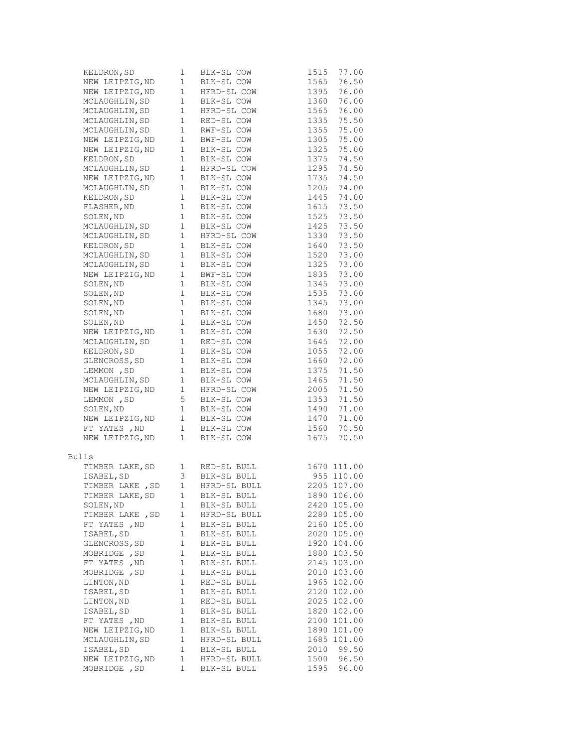| Location | Head | Description | Weight | Price |
|---|---|---|---|---|
| KELDRON,SD | 1 | BLK-SL COW | 1515 | 77.00 |
| NEW LEIPZIG,ND | 1 | BLK-SL COW | 1565 | 76.50 |
| NEW LEIPZIG,ND | 1 | HFRD-SL COW | 1395 | 76.00 |
| MCLAUGHLIN,SD | 1 | BLK-SL COW | 1360 | 76.00 |
| MCLAUGHLIN,SD | 1 | HFRD-SL COW | 1565 | 76.00 |
| MCLAUGHLIN,SD | 1 | RED-SL COW | 1335 | 75.50 |
| MCLAUGHLIN,SD | 1 | RWF-SL COW | 1355 | 75.00 |
| NEW LEIPZIG,ND | 1 | BWF-SL COW | 1305 | 75.00 |
| NEW LEIPZIG,ND | 1 | BLK-SL COW | 1325 | 75.00 |
| KELDRON,SD | 1 | BLK-SL COW | 1375 | 74.50 |
| MCLAUGHLIN,SD | 1 | HFRD-SL COW | 1295 | 74.50 |
| NEW LEIPZIG,ND | 1 | BLK-SL COW | 1735 | 74.50 |
| MCLAUGHLIN,SD | 1 | BLK-SL COW | 1205 | 74.00 |
| KELDRON,SD | 1 | BLK-SL COW | 1445 | 74.00 |
| FLASHER,ND | 1 | BLK-SL COW | 1615 | 73.50 |
| SOLEN,ND | 1 | BLK-SL COW | 1525 | 73.50 |
| MCLAUGHLIN,SD | 1 | BLK-SL COW | 1425 | 73.50 |
| MCLAUGHLIN,SD | 1 | HFRD-SL COW | 1330 | 73.50 |
| KELDRON,SD | 1 | BLK-SL COW | 1640 | 73.50 |
| MCLAUGHLIN,SD | 1 | BLK-SL COW | 1520 | 73.00 |
| MCLAUGHLIN,SD | 1 | BLK-SL COW | 1325 | 73.00 |
| NEW LEIPZIG,ND | 1 | BWF-SL COW | 1835 | 73.00 |
| SOLEN,ND | 1 | BLK-SL COW | 1345 | 73.00 |
| SOLEN,ND | 1 | BLK-SL COW | 1535 | 73.00 |
| SOLEN,ND | 1 | BLK-SL COW | 1345 | 73.00 |
| SOLEN,ND | 1 | BLK-SL COW | 1680 | 73.00 |
| SOLEN,ND | 1 | BLK-SL COW | 1450 | 72.50 |
| NEW LEIPZIG,ND | 1 | BLK-SL COW | 1630 | 72.50 |
| MCLAUGHLIN,SD | 1 | RED-SL COW | 1645 | 72.00 |
| KELDRON,SD | 1 | BLK-SL COW | 1055 | 72.00 |
| GLENCROSS,SD | 1 | BLK-SL COW | 1660 | 72.00 |
| LEMMON ,SD | 1 | BLK-SL COW | 1375 | 71.50 |
| MCLAUGHLIN,SD | 1 | BLK-SL COW | 1465 | 71.50 |
| NEW LEIPZIG,ND | 1 | HFRD-SL COW | 2005 | 71.50 |
| LEMMON ,SD | 5 | BLK-SL COW | 1353 | 71.50 |
| SOLEN,ND | 1 | BLK-SL COW | 1490 | 71.00 |
| NEW LEIPZIG,ND | 1 | BLK-SL COW | 1470 | 71.00 |
| FT YATES ,ND | 1 | BLK-SL COW | 1560 | 70.50 |
| NEW LEIPZIG,ND | 1 | BLK-SL COW | 1675 | 70.50 |

Bulls

| Location | Head | Description | Weight | Price |
|---|---|---|---|---|
| TIMBER LAKE,SD | 1 | RED-SL BULL | 1670 | 111.00 |
| ISABEL,SD | 3 | BLK-SL BULL | 955 | 110.00 |
| TIMBER LAKE ,SD | 1 | HFRD-SL BULL | 2205 | 107.00 |
| TIMBER LAKE,SD | 1 | BLK-SL BULL | 1890 | 106.00 |
| SOLEN,ND | 1 | BLK-SL BULL | 2420 | 105.00 |
| TIMBER LAKE ,SD | 1 | HFRD-SL BULL | 2280 | 105.00 |
| FT YATES ,ND | 1 | BLK-SL BULL | 2160 | 105.00 |
| ISABEL,SD | 1 | BLK-SL BULL | 2020 | 105.00 |
| GLENCROSS,SD | 1 | BLK-SL BULL | 1920 | 104.00 |
| MOBRIDGE ,SD | 1 | BLK-SL BULL | 1880 | 103.50 |
| FT YATES ,ND | 1 | BLK-SL BULL | 2145 | 103.00 |
| MOBRIDGE ,SD | 1 | BLK-SL BULL | 2010 | 103.00 |
| LINTON,ND | 1 | RED-SL BULL | 1965 | 102.00 |
| ISABEL,SD | 1 | BLK-SL BULL | 2120 | 102.00 |
| LINTON,ND | 1 | RED-SL BULL | 2025 | 102.00 |
| ISABEL,SD | 1 | BLK-SL BULL | 1820 | 102.00 |
| FT YATES ,ND | 1 | BLK-SL BULL | 2100 | 101.00 |
| NEW LEIPZIG,ND | 1 | BLK-SL BULL | 1890 | 101.00 |
| MCLAUGHLIN,SD | 1 | HFRD-SL BULL | 1685 | 101.00 |
| ISABEL,SD | 1 | BLK-SL BULL | 2010 | 99.50 |
| NEW LEIPZIG,ND | 1 | HFRD-SL BULL | 1500 | 96.50 |
| MOBRIDGE ,SD | 1 | BLK-SL BULL | 1595 | 96.00 |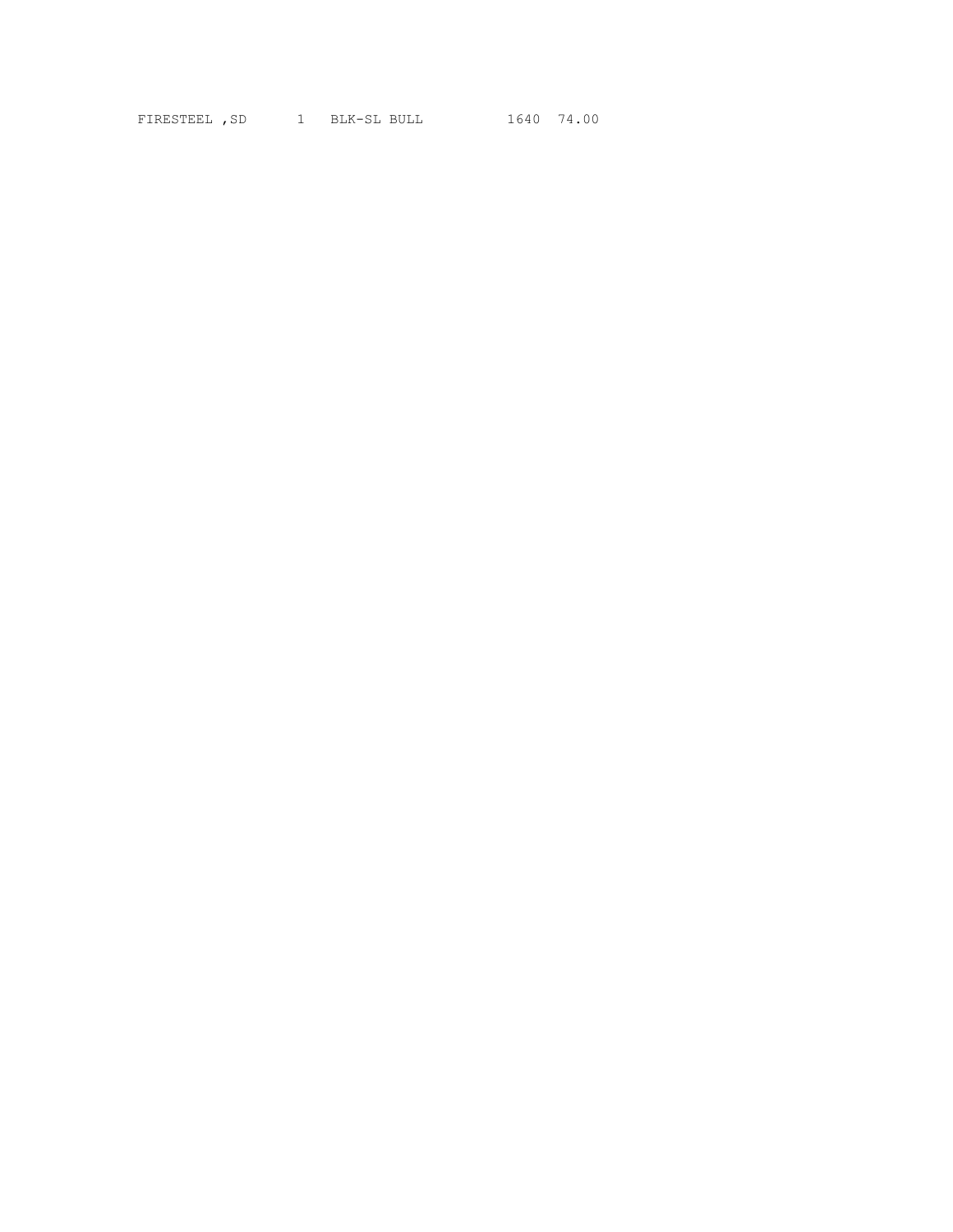| | | | | |
|---|---|---|---|---|
| FIRESTEEL ,SD | 1 | BLK-SL BULL | 1640 | 74.00 |